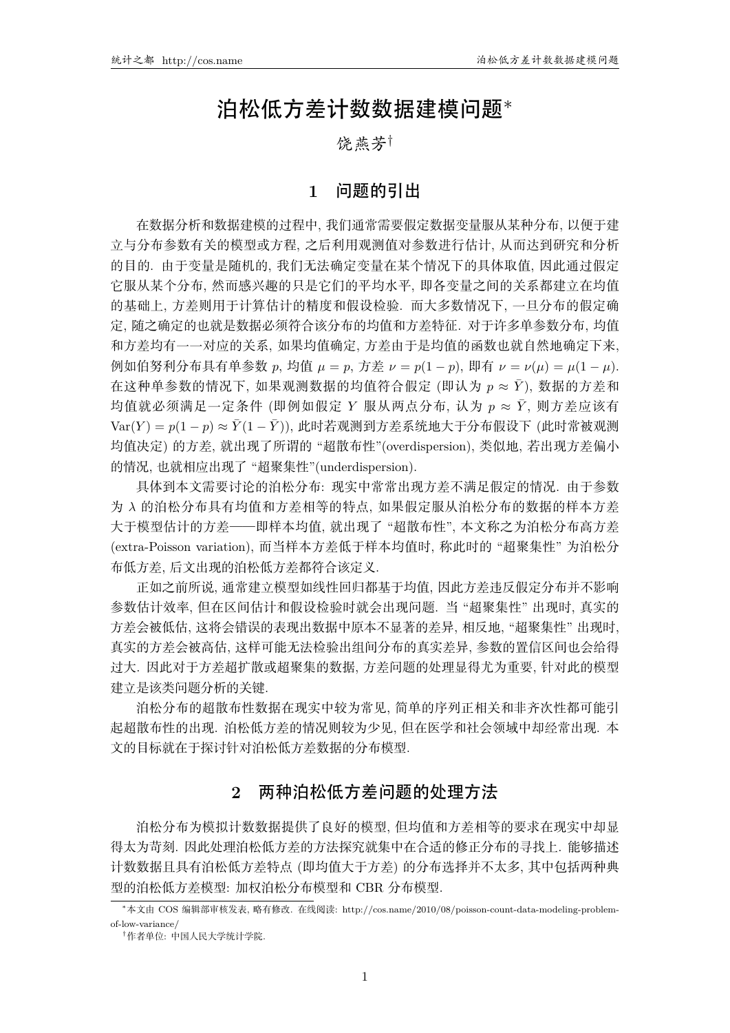# 泊松低方差计数数据建模问题*

饶燕芳†

## 1 问题的引出

在数据分析和数据建模的过程中, 我们通常需要假定数据变量服从某种分布, 以便于建立与分布参数有关的模型或方程, 之后利用观测值对参数进行估计, 从而达到研究和分析的目的. 由于变量是随机的, 我们无法确定变量在某个情况下的具体取值, 因此通过假定它服从某个分布, 然而感兴趣的只是它们的平均水平, 即各变量之间的关系都建立在均值的基础上, 方差则用于计算估计的精度和假设检验. 而大多数情况下, 一旦分布的假定确定, 随之确定的也就是数据必须符合该分布的均值和方差特征. 对于许多单参数分布, 均值和方差均有一一对应的关系, 如果均值确定, 方差由于是均值的函数也就自然地确定下来, 例如伯努利分布具有单参数 $p$, 均值 $\mu = p$, 方差 $\nu = p(1-p)$, 即有 $\nu = \nu(\mu) = \mu(1-\mu)$. 在这种单参数的情况下, 如果观测数据的均值符合假定 (即认为 $p \approx \bar{Y}$), 数据的方差和均值就必须满足一定条件 (即例如假定 $Y$ 服从两点分布, 认为 $p \approx \bar{Y}$, 则方差应该有 $\mathrm{Var}(Y) = p(1-p) \approx \bar{Y}(1-\bar{Y})$), 此时若观测到方差系统地大于分布假设下 (此时常被观测均值决定) 的方差, 就出现了所谓的 "超散布性"(overdispersion), 类似地, 若出现方差偏小的情况, 也就相应出现了 "超聚集性"(underdispersion).

具体到本文需要讨论的泊松分布: 现实中常常出现方差不满足假定的情况. 由于参数为 $\lambda$ 的泊松分布具有均值和方差相等的特点, 如果假定服从泊松分布的数据的样本方差大于模型估计的方差——即样本均值, 就出现了 "超散布性", 本文称之为泊松分布高方差 (extra-Poisson variation), 而当样本方差低于样本均值时, 称此时的 "超聚集性" 为泊松分布低方差, 后文出现的泊松低方差都符合该定义.

正如之前所说, 通常建立模型如线性回归都基于均值, 因此方差违反假定分布并不影响参数估计效率, 但在区间估计和假设检验时就会出现问题. 当 "超聚集性" 出现时, 真实的方差会被低估, 这将会错误的表现出数据中原本不显著的差异, 相反地, "超聚集性" 出现时, 真实的方差会被高估, 这样可能无法检验出组间分布的真实差异, 参数的置信区间也会给得过大. 因此对于方差超扩散或超聚集的数据, 方差问题的处理显得尤为重要, 针对此的模型建立是该类问题分析的关键.

泊松分布的超散布性数据在现实中较为常见, 简单的序列正相关和非齐次性都可能引起超散布性的出现. 泊松低方差的情况则较为少见, 但在医学和社会领域中却经常出现. 本文的目标就在于探讨针对泊松低方差数据的分布模型.

## 2 两种泊松低方差问题的处理方法

泊松分布为模拟计数数据提供了良好的模型, 但均值和方差相等的要求在现实中却显得太为苛刻. 因此处理泊松低方差的方法探究就集中在合适的修正分布的寻找上. 能够描述计数数据且具有泊松低方差特点 (即均值大于方差) 的分布选择并不太多, 其中包括两种典型的泊松低方差模型: 加权泊松分布模型和 CBR 分布模型.

---

*本文由 COS 编辑部审核发表, 略有修改. 在线阅读: http://cos.name/2010/08/poisson-count-data-modeling-problem-of-low-variance/

†作者单位: 中国人民大学统计学院.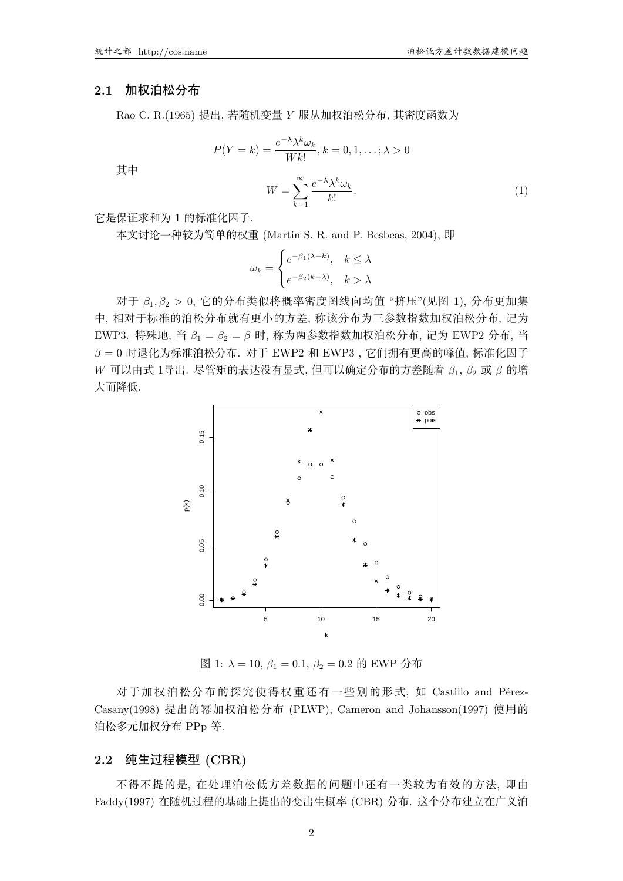### 2.1 加权泊松分布

Rao C. R.(1965) 提出, 若随机变量 $Y$ 服从加权泊松分布, 其密度函数为

$$P(Y=k)=\frac{e^{-\lambda}\lambda^k\omega_k}{Wk!}, k=0,1,\ldots;\lambda>0$$

其中

$$W=\sum_{k=1}^{\infty}\frac{e^{-\lambda}\lambda^k\omega_k}{k!}. \tag{1}$$

它是保证求和为 1 的标准化因子.

本文讨论一种较为简单的权重 (Martin S. R. and P. Besbeas, 2004), 即

$$\omega_k=\begin{cases}e^{-\beta_1(\lambda-k)}, & k\le\lambda\\ e^{-\beta_2(k-\lambda)}, & k>\lambda\end{cases}$$

对于 $\beta_1,\beta_2>0$, 它的分布类似将概率密度图线向均值 "挤压"(见图 1), 分布更加集中, 相对于标准的泊松分布就有更小的方差, 称该分布为三参数指数加权泊松分布, 记为 EWP3. 特殊地, 当 $\beta_1=\beta_2=\beta$ 时, 称为两参数指数加权泊松分布, 记为 EWP2 分布, 当 $\beta=0$ 时退化为标准泊松分布. 对于 EWP2 和 EWP3 , 它们拥有更高的峰值, 标准化因子 $W$ 可以由式 1导出. 尽管矩的表达没有显式, 但可以确定分布的方差随着 $\beta_1$, $\beta_2$ 或 $\beta$ 的增大而降低.

图 1: $\lambda=10$, $\beta_1=0.1$, $\beta_2=0.2$ 的 EWP 分布

对于加权泊松分布的探究使得权重还有一些别的形式, 如 Castillo and Pérez-Casany(1998) 提出的幂加权泊松分布 (PLWP), Cameron and Johansson(1997) 使用的泊松多元加权分布 PPp 等.

### 2.2 纯生过程模型 (CBR)

不得不提的是, 在处理泊松低方差数据的问题中还有一类较为有效的方法, 即由 Faddy(1997) 在随机过程的基础上提出的变出生概率 (CBR) 分布. 这个分布建立在广义泊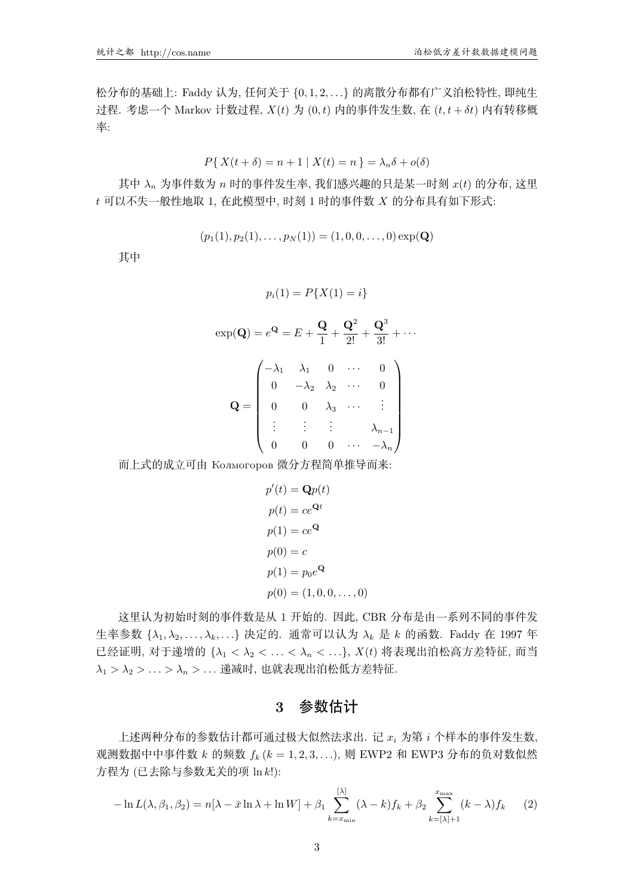松分布的基础上: Faddy 认为, 任何关于 $\{0,1,2,\ldots\}$ 的离散分布都有广义泊松特性, 即纯生过程. 考虑一个 Markov 计数过程, $X(t)$ 为 $(0,t)$ 内的事件发生数, 在 $(t,t+\delta t)$ 内有转移概率:

$$P\{\,X(t+\delta)=n+1 \mid X(t)=n\,\}=\lambda_n\delta+o(\delta)$$

其中 $\lambda_n$ 为事件数为 $n$ 时的事件发生率, 我们感兴趣的只是某一时刻 $x(t)$ 的分布, 这里 $t$ 可以不失一般性地取 1, 在此模型中, 时刻 1 时的事件数 $X$ 的分布具有如下形式:

$$(p_1(1),p_2(1),\ldots,p_N(1))=(1,0,0,\ldots,0)\exp(\mathbf{Q})$$

其中

$$p_i(1)=P\{X(1)=i\}$$

$$\exp(\mathbf{Q})=e^{\mathbf{Q}}=E+\frac{\mathbf{Q}}{1}+\frac{\mathbf{Q}^2}{2!}+\frac{\mathbf{Q}^3}{3!}+\cdots$$

$$\mathbf{Q}=\begin{pmatrix}-\lambda_1 & \lambda_1 & 0 & \cdots & 0\\ 0 & -\lambda_2 & \lambda_2 & \cdots & 0\\ 0 & 0 & \lambda_3 & \cdots & \vdots\\ \vdots & \vdots & \vdots & & \lambda_{n-1}\\ 0 & 0 & 0 & \cdots & -\lambda_n\end{pmatrix}$$

而上式的成立可由 Колмогоров 微分方程简单推导而来:

$$\begin{aligned}
p'(t)&=\mathbf{Q}p(t)\\
p(t)&=ce^{\mathbf{Q}t}\\
p(1)&=ce^{\mathbf{Q}}\\
p(0)&=c\\
p(1)&=p_0e^{\mathbf{Q}}\\
p(0)&=(1,0,0,\ldots,0)
\end{aligned}$$

这里认为初始时刻的事件数是从 1 开始的. 因此, CBR 分布是由一系列不同的事件发生率参数 $\{\lambda_1,\lambda_2,\ldots,\lambda_k,\ldots\}$ 决定的. 通常可以认为 $\lambda_k$ 是 $k$ 的函数. Faddy 在 1997 年已经证明, 对于递增的 $\{\lambda_1<\lambda_2<\ldots<\lambda_n<\ldots\}$, $X(t)$ 将表现出泊松高方差特征, 而当 $\lambda_1>\lambda_2>\ldots>\lambda_n>\ldots$ 递减时, 也就表现出泊松低方差特征.

## 3 参数估计

上述两种分布的参数估计都可通过极大似然法求出. 记 $x_i$ 为第 $i$ 个样本的事件发生数, 观测数据中中事件数 $k$ 的频数 $f_k\,(k=1,2,3,\ldots)$, 则 EWP2 和 EWP3 分布的负对数似然方程为 (已去除与参数无关的项 $\ln k!$):

$$-\ln L(\lambda,\beta_1,\beta_2)=n[\lambda-\bar{x}\ln\lambda+\ln W]+\beta_1\sum_{k=x_{\min}}^{[\lambda]}(\lambda-k)f_k+\beta_2\sum_{k=[\lambda]+1}^{x_{\max}}(k-\lambda)f_k \qquad (2)$$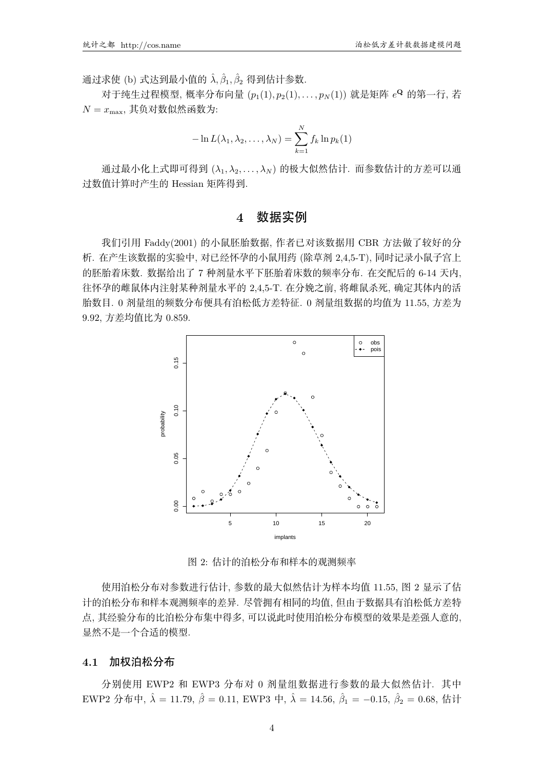通过求使 (b) 式达到最小值的 $\hat{\lambda}, \hat{\beta}_1, \hat{\beta}_2$ 得到估计参数.

对于纯生过程模型, 概率分布向量 $(p_1(1), p_2(1), \ldots, p_N(1))$ 就是矩阵 $e^{\mathbf{Q}}$ 的第一行, 若 $N = x_{\max}$, 其负对数似然函数为:

$$-\ln L(\lambda_1, \lambda_2, \ldots, \lambda_N) = \sum_{k=1}^{N} f_k \ln p_k(1)$$

通过最小化上式即可得到 $(\lambda_1, \lambda_2, \ldots, \lambda_N)$ 的极大似然估计. 而参数估计的方差可以通过数值计算时产生的 Hessian 矩阵得到.

## 4 数据实例

我们引用 Faddy(2001) 的小鼠胚胎数据, 作者已对该数据用 CBR 方法做了较好的分析. 在产生该数据的实验中, 对已经怀孕的小鼠用药 (除草剂 2,4,5-T), 同时记录小鼠子宫上的胚胎着床数. 数据给出了 7 种剂量水平下胚胎着床数的频率分布. 在交配后的 6-14 天内, 往怀孕的雌鼠体内注射某种剂量水平的 2,4,5-T. 在分娩之前, 将雌鼠杀死, 确定其体内的活胎数目. 0 剂量组的频数分布便具有泊松低方差特征. 0 剂量组数据的均值为 11.55, 方差为 9.92, 方差均值比为 0.859.

图 2: 估计的泊松分布和样本的观测频率

使用泊松分布对参数进行估计, 参数的最大似然估计为样本均值 11.55, 图 2 显示了估计的泊松分布和样本观测频率的差异. 尽管拥有相同的均值, 但由于数据具有泊松低方差特点, 其经验分布的比泊松分布集中得多, 可以说此时使用泊松分布模型的效果是差强人意的, 显然不是一个合适的模型.

### 4.1 加权泊松分布

分别使用 EWP2 和 EWP3 分布对 0 剂量组数据进行参数的最大似然估计. 其中 EWP2 分布中, $\hat{\lambda} = 11.79$, $\hat{\beta} = 0.11$, EWP3 中, $\hat{\lambda} = 14.56$, $\hat{\beta}_1 = -0.15$, $\hat{\beta}_2 = 0.68$, 估计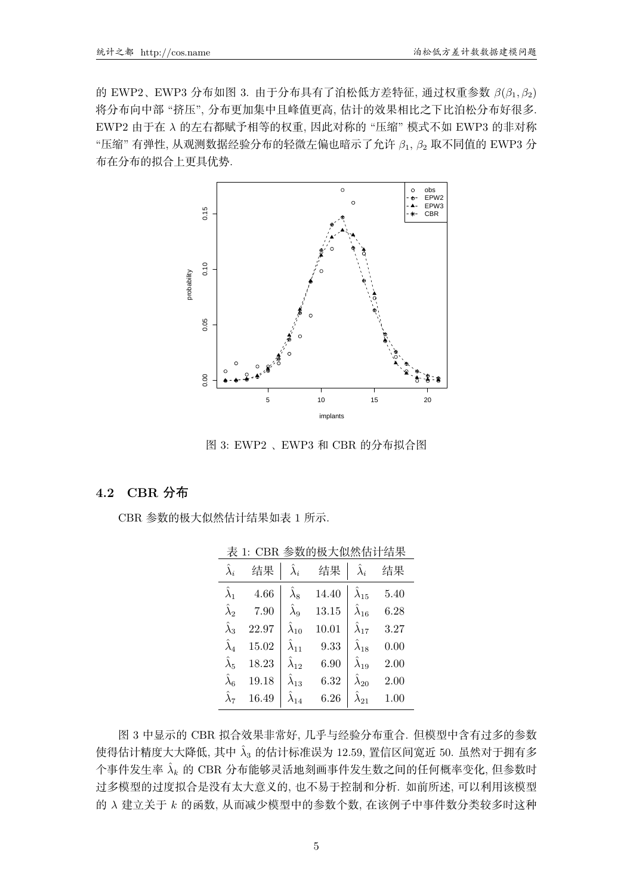的 EWP2、EWP3 分布如图 3. 由于分布具有了泊松低方差特征, 通过权重参数 $\beta(\beta_1, \beta_2)$ 将分布向中部 "挤压", 分布更加集中且峰值更高, 估计的效果相比之下比泊松分布好很多. EWP2 由于在 $\lambda$ 的左右都赋予相等的权重, 因此对称的 "压缩" 模式不如 EWP3 的非对称 "压缩" 有弹性, 从观测数据经验分布的轻微左偏也暗示了允许 $\beta_1$, $\beta_2$ 取不同值的 EWP3 分布在分布的拟合上更具优势.

图 3: EWP2 、EWP3 和 CBR 的分布拟合图

## 4.2 CBR 分布

CBR 参数的极大似然估计结果如表 1 所示.

表 1: CBR 参数的极大似然估计结果

| $\hat{\lambda}_i$ | 结果 | $\hat{\lambda}_i$ | 结果 | $\hat{\lambda}_i$ | 结果 |
|---|---|---|---|---|---|
| $\hat{\lambda}_1$ | 4.66 | $\hat{\lambda}_8$ | 14.40 | $\hat{\lambda}_{15}$ | 5.40 |
| $\hat{\lambda}_2$ | 7.90 | $\hat{\lambda}_9$ | 13.15 | $\hat{\lambda}_{16}$ | 6.28 |
| $\hat{\lambda}_3$ | 22.97 | $\hat{\lambda}_{10}$ | 10.01 | $\hat{\lambda}_{17}$ | 3.27 |
| $\hat{\lambda}_4$ | 15.02 | $\hat{\lambda}_{11}$ | 9.33 | $\hat{\lambda}_{18}$ | 0.00 |
| $\hat{\lambda}_5$ | 18.23 | $\hat{\lambda}_{12}$ | 6.90 | $\hat{\lambda}_{19}$ | 2.00 |
| $\hat{\lambda}_6$ | 19.18 | $\hat{\lambda}_{13}$ | 6.32 | $\hat{\lambda}_{20}$ | 2.00 |
| $\hat{\lambda}_7$ | 16.49 | $\hat{\lambda}_{14}$ | 6.26 | $\hat{\lambda}_{21}$ | 1.00 |

图 3 中显示的 CBR 拟合效果非常好, 几乎与经验分布重合. 但模型中含有过多的参数使得估计精度大大降低, 其中 $\hat{\lambda}_3$ 的估计标准误为 12.59, 置信区间宽近 50. 虽然对于拥有多个事件发生率 $\hat{\lambda}_k$ 的 CBR 分布能够灵活地刻画事件发生数之间的任何概率变化, 但参数时过多模型的过度拟合是没有太大意义的, 也不易于控制和分析. 如前所述, 可以利用该模型的 $\lambda$ 建立关于 $k$ 的函数, 从而减少模型中的参数个数, 在该例子中事件数分类较多时这种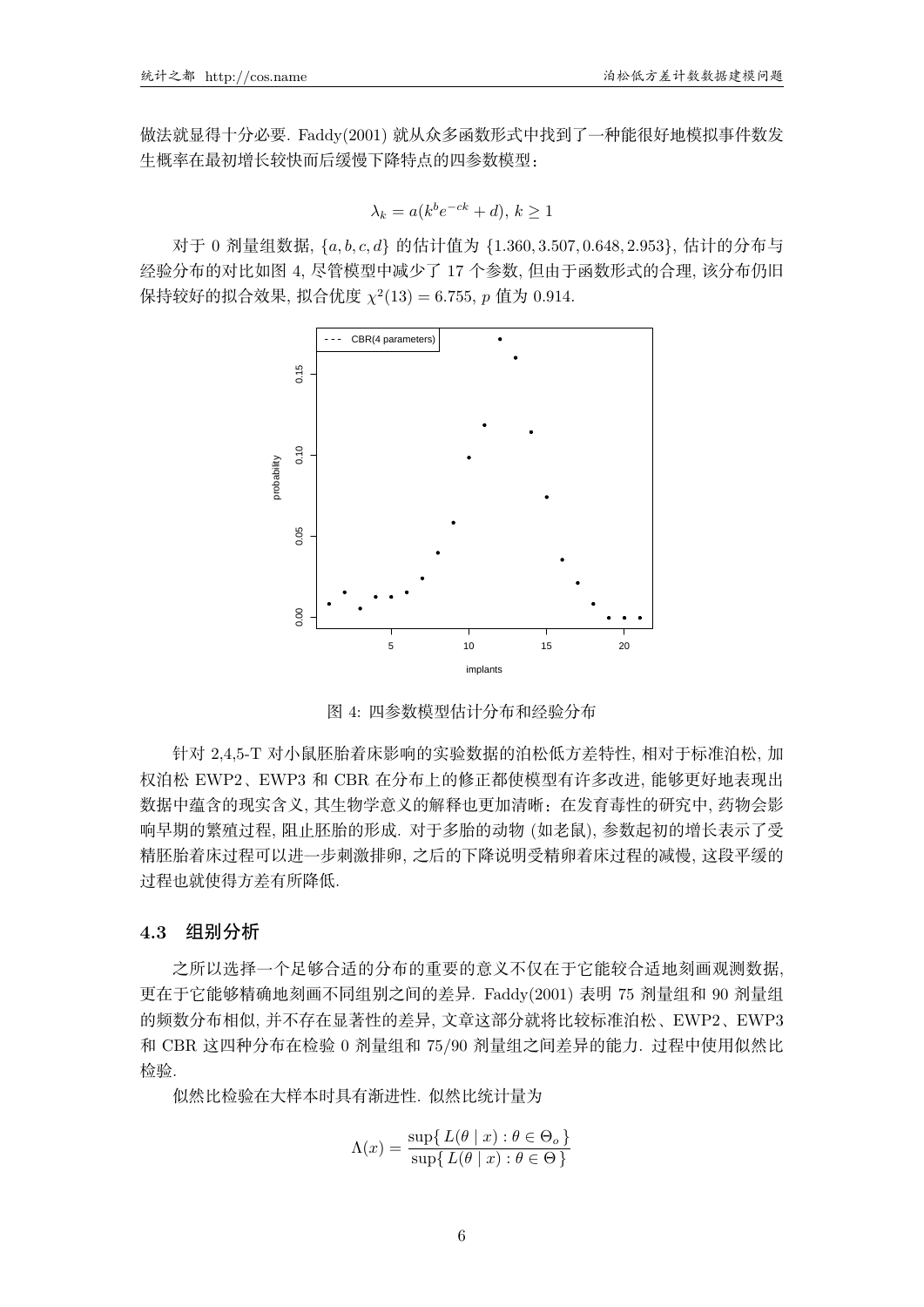做法就显得十分必要. Faddy(2001) 就从众多函数形式中找到了一种能很好地模拟事件数发生概率在最初增长较快而后缓慢下降特点的四参数模型：

$$\lambda_k = a(k^b e^{-ck} + d),\ k \geq 1$$

对于 0 剂量组数据, $\{a, b, c, d\}$ 的估计值为 $\{1.360, 3.507, 0.648, 2.953\}$, 估计的分布与经验分布的对比如图 4, 尽管模型中减少了 17 个参数, 但由于函数形式的合理, 该分布仍旧保持较好的拟合效果, 拟合优度 $\chi^2(13) = 6.755$, $p$ 值为 0.914.

图 4: 四参数模型估计分布和经验分布

针对 2,4,5-T 对小鼠胚胎着床影响的实验数据的泊松低方差特性, 相对于标准泊松, 加权泊松 EWP2、EWP3 和 CBR 在分布上的修正都使模型有许多改进, 能够更好地表现出数据中蕴含的现实含义, 其生物学意义的解释也更加清晰：在发育毒性的研究中, 药物会影响早期的繁殖过程, 阻止胚胎的形成. 对于多胎的动物 (如老鼠), 参数起初的增长表示了受精胚胎着床过程可以进一步刺激排卵, 之后的下降说明受精卵着床过程的减慢, 这段平缓的过程也就使得方差有所降低.

### 4.3 组别分析

之所以选择一个足够合适的分布的重要的意义不仅在于它能较合适地刻画观测数据, 更在于它能够精确地刻画不同组别之间的差异. Faddy(2001) 表明 75 剂量组和 90 剂量组的频数分布相似, 并不存在显著性的差异, 文章这部分就将比较标准泊松、EWP2、EWP3 和 CBR 这四种分布在检验 0 剂量组和 75/90 剂量组之间差异的能力. 过程中使用似然比检验.

似然比检验在大样本时具有渐进性. 似然比统计量为

$$\Lambda(x) = \frac{\sup\{\, L(\theta \mid x) : \theta \in \Theta_o \,\}}{\sup\{\, L(\theta \mid x) : \theta \in \Theta \,\}}$$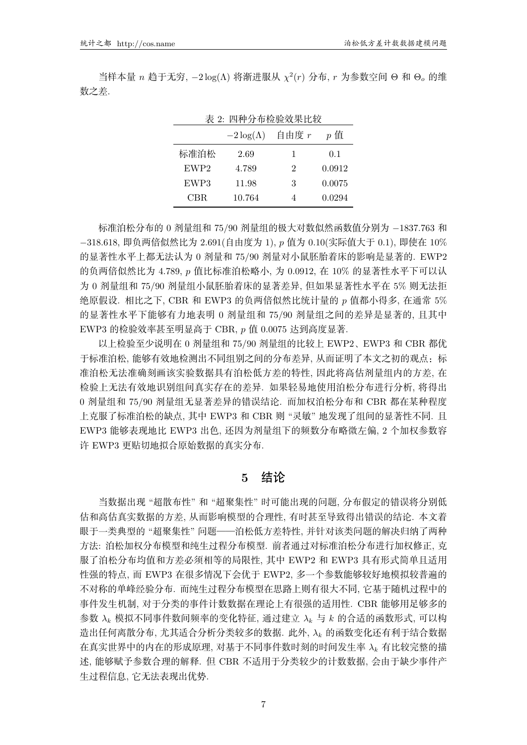当样本量 $n$ 趋于无穷, $-2\log(\Lambda)$ 将渐进服从 $\chi^2(r)$ 分布, $r$ 为参数空间 $\Theta$ 和 $\Theta_o$ 的维数之差.

表 2: 四种分布检验效果比较

| | $-2\log(\Lambda)$ | 自由度 $r$ | $p$ 值 |
|---|---|---|---|
| 标准泊松 | 2.69 | 1 | 0.1 |
| EWP2 | 4.789 | 2 | 0.0912 |
| EWP3 | 11.98 | 3 | 0.0075 |
| CBR | 10.764 | 4 | 0.0294 |

标准泊松分布的 0 剂量组和 75/90 剂量组的极大对数似然函数值分别为 $-1837.763$ 和 $-318.618$, 即负两倍似然比为 2.691(自由度为 1), $p$ 值为 0.10(实际值大于 0.1), 即使在 10% 的显著性水平上都无法认为 0 剂量和 75/90 剂量对小鼠胚胎着床的影响是显著的. EWP2 的负两倍似然比为 4.789, $p$ 值比标准泊松略小, 为 0.0912, 在 10% 的显著性水平下可以认为 0 剂量组和 75/90 剂量组小鼠胚胎着床的显著差异, 但如果显著性水平在 5% 则无法拒绝原假设. 相比之下, CBR 和 EWP3 的负两倍似然比统计量的 $p$ 值都小得多, 在通常 5% 的显著性水平下能够有力地表明 0 剂量组和 75/90 剂量组之间的差异是显著的, 且其中 EWP3 的检验效率甚至明显高于 CBR, $p$ 值 0.0075 达到高度显著.

以上检验至少说明在 0 剂量组和 75/90 剂量组的比较上 EWP2、EWP3 和 CBR 都优于标准泊松, 能够有效地检测出不同组别之间的分布差异, 从而证明了本文之初的观点：标准泊松无法准确刻画该实验数据具有泊松低方差的特性, 因此将高估剂量组内的方差, 在检验上无法有效地识别组间真实存在的差异. 如果轻易地使用泊松分布进行分析, 将得出 0 剂量组和 75/90 剂量组无显著差异的错误结论. 而加权泊松分布和 CBR 都在某种程度上克服了标准泊松的缺点, 其中 EWP3 和 CBR 则 "灵敏" 地发现了组间的显著性不同. 且 EWP3 能够表现地比 EWP3 出色, 还因为剂量组下的频数分布略微左偏, 2 个加权参数容许 EWP3 更贴切地拟合原始数据的真实分布.

## 5 结论

当数据出现 "超散布性" 和 "超聚集性" 时可能出现的问题, 分布假定的错误将分别低估和高估真实数据的方差, 从而影响模型的合理性, 有时甚至导致得出错误的结论. 本文着眼于一类典型的 "超聚集性" 问题——泊松低方差特性, 并针对该类问题的解决归纳了两种方法: 泊松加权分布模型和纯生过程分布模型. 前者通过对标准泊松分布进行加权修正, 克服了泊松分布均值和方差必须相等的局限性, 其中 EWP2 和 EWP3 具有形式简单且适用性强的特点, 而 EWP3 在很多情况下会优于 EWP2, 多一个参数能够较好地模拟较普遍的不对称的单峰经验分布. 而纯生过程分布模型在思路上则有很大不同, 它基于随机过程中的事件发生机制, 对于分类的事件计数数据在理论上有很强的适用性. CBR 能够用足够多的参数 $\lambda_k$ 模拟不同事件数间频率的变化特征, 通过建立 $\lambda_k$ 与 $k$ 的合适的函数形式, 可以构造出任何离散分布, 尤其适合分析分类较多的数据. 此外, $\lambda_k$ 的函数变化还有利于结合数据在真实世界中的内在的形成原理, 对基于不同事件数时刻的时间发生率 $\lambda_k$ 有比较完整的描述, 能够赋予参数合理的解释. 但 CBR 不适用于分类较少的计数数据, 会由于缺少事件产生过程信息, 它无法表现出优势.